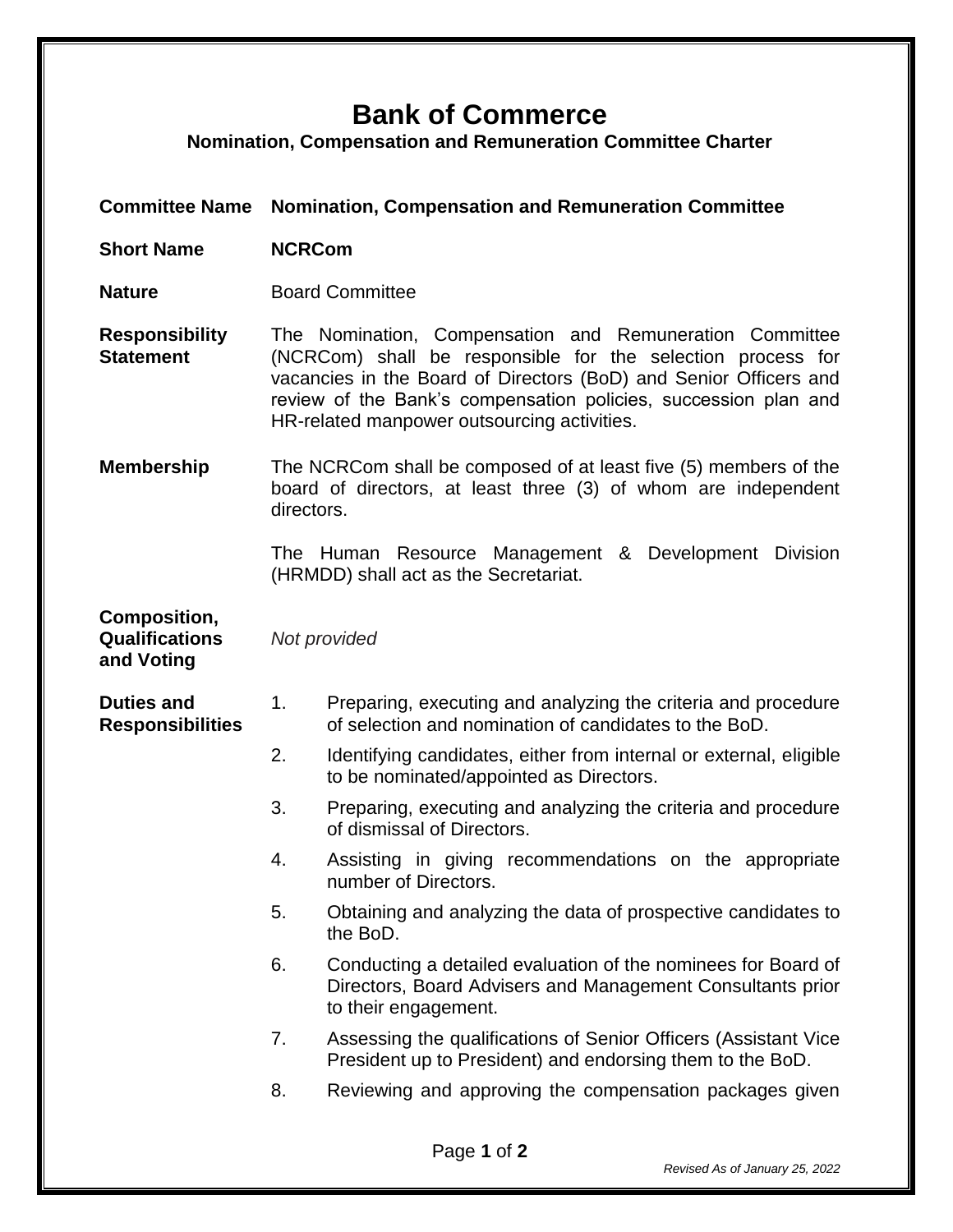# Bank of Commerce

## Nomination, Compensation and Remuneration Committee Charter

**Committee Name** **Nomination, Compensation and Remuneration Committee**

**Short Name** **NCRCom**

**Nature** Board Committee

**Responsibility Statement**

The Nomination, Compensation and Remuneration Committee (NCRCom) shall be responsible for the selection process for vacancies in the Board of Directors (BoD) and Senior Officers and review of the Bank's compensation policies, succession plan and HR-related manpower outsourcing activities.

**Membership**

The NCRCom shall be composed of at least five (5) members of the board of directors, at least three (3) of whom are independent directors.

The Human Resource Management & Development Division (HRMDD) shall act as the Secretariat.

**Composition, Qualifications and Voting**

*Not provided*

**Duties and Responsibilities**

1. Preparing, executing and analyzing the criteria and procedure of selection and nomination of candidates to the BoD.
2. Identifying candidates, either from internal or external, eligible to be nominated/appointed as Directors.
3. Preparing, executing and analyzing the criteria and procedure of dismissal of Directors.
4. Assisting in giving recommendations on the appropriate number of Directors.
5. Obtaining and analyzing the data of prospective candidates to the BoD.
6. Conducting a detailed evaluation of the nominees for Board of Directors, Board Advisers and Management Consultants prior to their engagement.
7. Assessing the qualifications of Senior Officers (Assistant Vice President up to President) and endorsing them to the BoD.
8. Reviewing and approving the compensation packages given

*Revised As of January 25, 2022*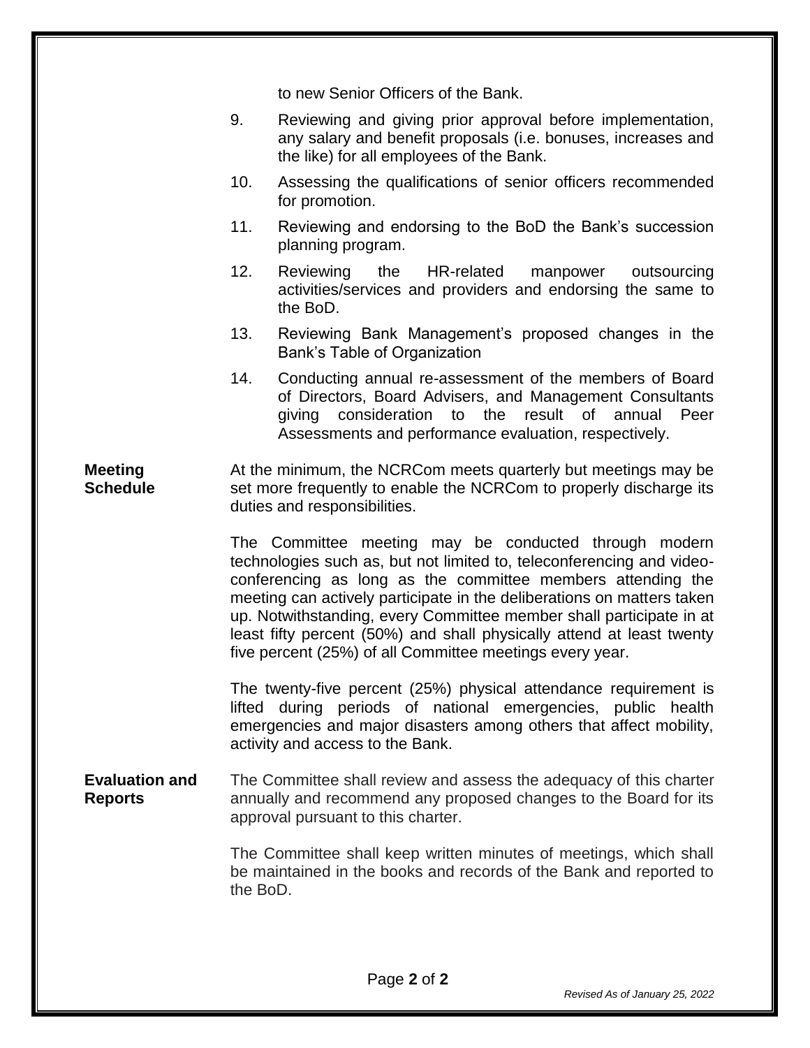to new Senior Officers of the Bank.

9. Reviewing and giving prior approval before implementation, any salary and benefit proposals (i.e. bonuses, increases and the like) for all employees of the Bank.
10. Assessing the qualifications of senior officers recommended for promotion.
11. Reviewing and endorsing to the BoD the Bank's succession planning program.
12. Reviewing the HR-related manpower outsourcing activities/services and providers and endorsing the same to the BoD.
13. Reviewing Bank Management's proposed changes in the Bank's Table of Organization
14. Conducting annual re-assessment of the members of Board of Directors, Board Advisers, and Management Consultants giving consideration to the result of annual Peer Assessments and performance evaluation, respectively.

**Meeting Schedule**

At the minimum, the NCRCom meets quarterly but meetings may be set more frequently to enable the NCRCom to properly discharge its duties and responsibilities.

The Committee meeting may be conducted through modern technologies such as, but not limited to, teleconferencing and video-conferencing as long as the committee members attending the meeting can actively participate in the deliberations on matters taken up. Notwithstanding, every Committee member shall participate in at least fifty percent (50%) and shall physically attend at least twenty five percent (25%) of all Committee meetings every year.

The twenty-five percent (25%) physical attendance requirement is lifted during periods of national emergencies, public health emergencies and major disasters among others that affect mobility, activity and access to the Bank.

**Evaluation and Reports**

The Committee shall review and assess the adequacy of this charter annually and recommend any proposed changes to the Board for its approval pursuant to this charter.

The Committee shall keep written minutes of meetings, which shall be maintained in the books and records of the Bank and reported to the BoD.

*Revised As of January 25, 2022*